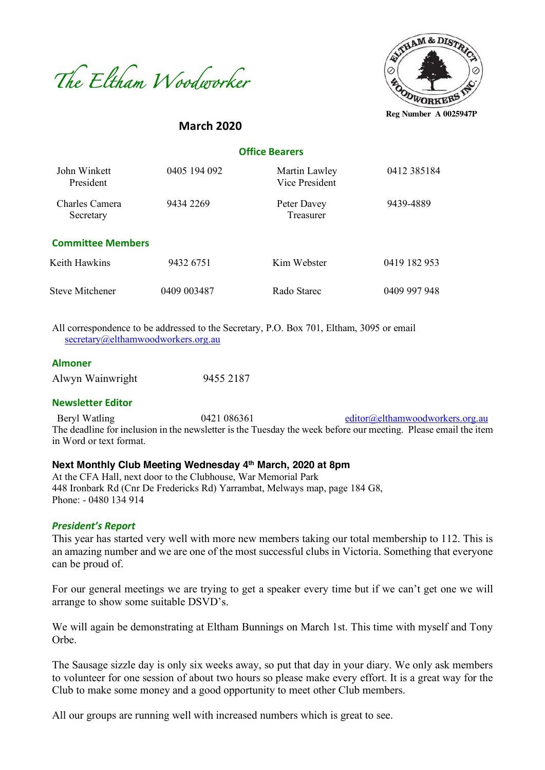# The Eltham Woodworker

Reg Number A 0025947P

## March 2020

### Office Bearers

| | | | |
|---|---|---|---|
| John Winkett<br>President | 0405 194 092 | Martin Lawley<br>Vice President | 0412 385184 |
| Charles Camera<br>Secretary | 9434 2269 | Peter Davey<br>Treasurer | 9439-4889 |

### Committee Members

| | | | |
|---|---|---|---|
| Keith Hawkins | 9432 6751 | Kim Webster | 0419 182 953 |
| Steve Mitchener | 0409 003487 | Rado Starec | 0409 997 948 |

All correspondence to be addressed to the Secretary, P.O. Box 701, Eltham, 3095 or email secretary@elthamwoodworkers.org.au

### Almoner

Alwyn Wainwright 9455 2187

### Newsletter Editor

Beryl Watling 0421 086361 editor@elthamwoodworkers.org.au

The deadline for inclusion in the newsletter is the Tuesday the week before our meeting. Please email the item in Word or text format.

**Next Monthly Club Meeting Wednesday 4th March, 2020 at 8pm**

At the CFA Hall, next door to the Clubhouse, War Memorial Park
448 Ironbark Rd (Cnr De Fredericks Rd) Yarrambat, Melways map, page 184 G8,
Phone: - 0480 134 914

### *President's Report*

This year has started very well with more new members taking our total membership to 112. This is an amazing number and we are one of the most successful clubs in Victoria. Something that everyone can be proud of.

For our general meetings we are trying to get a speaker every time but if we can't get one we will arrange to show some suitable DSVD's.

We will again be demonstrating at Eltham Bunnings on March 1st. This time with myself and Tony Orbe.

The Sausage sizzle day is only six weeks away, so put that day in your diary. We only ask members to volunteer for one session of about two hours so please make every effort. It is a great way for the Club to make some money and a good opportunity to meet other Club members.

All our groups are running well with increased numbers which is great to see.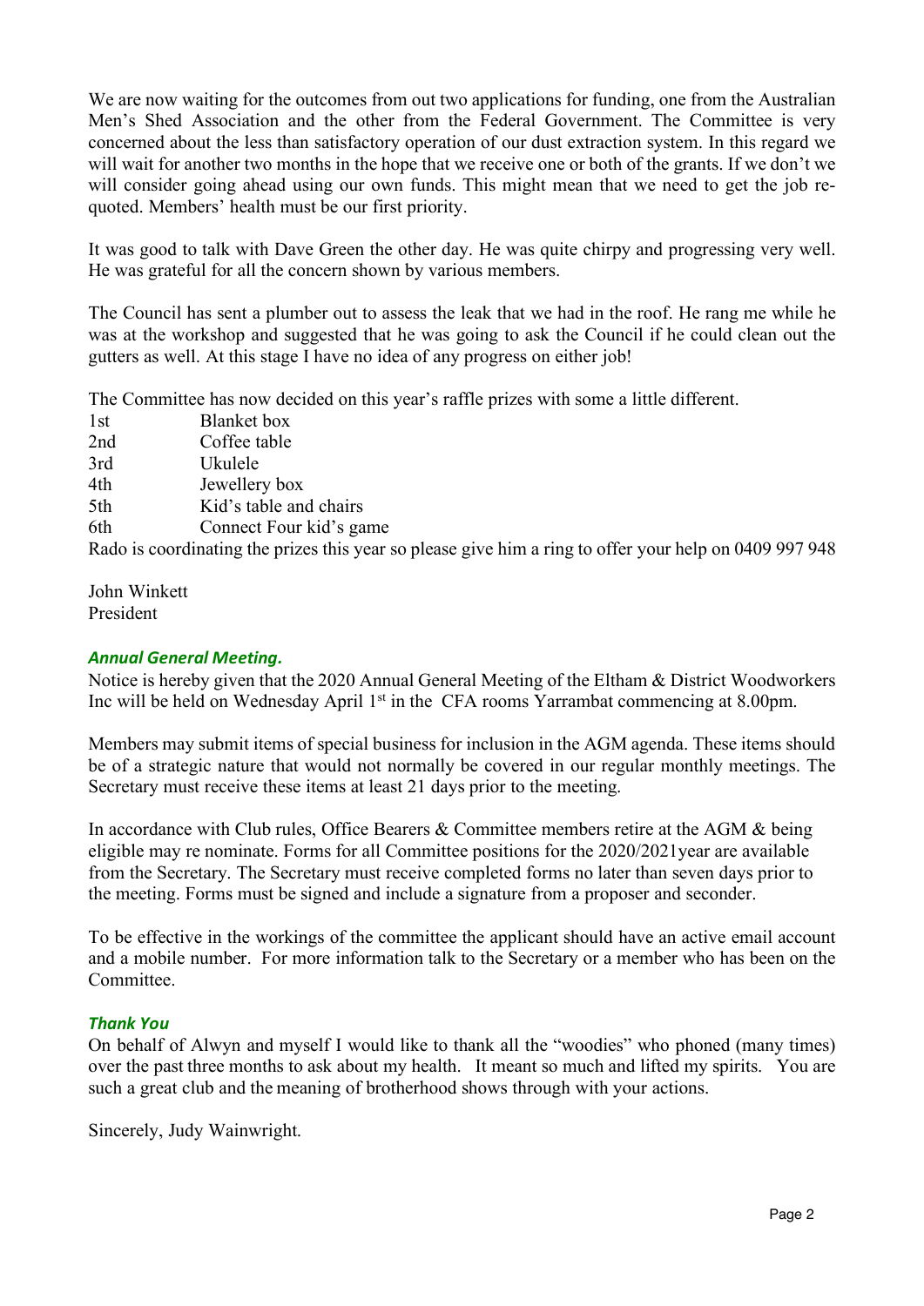We are now waiting for the outcomes from out two applications for funding, one from the Australian Men's Shed Association and the other from the Federal Government. The Committee is very concerned about the less than satisfactory operation of our dust extraction system. In this regard we will wait for another two months in the hope that we receive one or both of the grants. If we don't we will consider going ahead using our own funds. This might mean that we need to get the job re-quoted. Members' health must be our first priority.

It was good to talk with Dave Green the other day. He was quite chirpy and progressing very well. He was grateful for all the concern shown by various members.

The Council has sent a plumber out to assess the leak that we had in the roof. He rang me while he was at the workshop and suggested that he was going to ask the Council if he could clean out the gutters as well. At this stage I have no idea of any progress on either job!

The Committee has now decided on this year's raffle prizes with some a little different.

| | |
|---|---|
| 1st | Blanket box |
| 2nd | Coffee table |
| 3rd | Ukulele |
| 4th | Jewellery box |
| 5th | Kid's table and chairs |
| 6th | Connect Four kid's game |

Rado is coordinating the prizes this year so please give him a ring to offer your help on 0409 997 948

John Winkett
President

### *Annual General Meeting.*

Notice is hereby given that the 2020 Annual General Meeting of the Eltham & District Woodworkers Inc will be held on Wednesday April 1st in the CFA rooms Yarrambat commencing at 8.00pm.

Members may submit items of special business for inclusion in the AGM agenda. These items should be of a strategic nature that would not normally be covered in our regular monthly meetings. The Secretary must receive these items at least 21 days prior to the meeting.

In accordance with Club rules, Office Bearers & Committee members retire at the AGM & being eligible may re nominate. Forms for all Committee positions for the 2020/2021year are available from the Secretary. The Secretary must receive completed forms no later than seven days prior to the meeting. Forms must be signed and include a signature from a proposer and seconder.

To be effective in the workings of the committee the applicant should have an active email account and a mobile number. For more information talk to the Secretary or a member who has been on the Committee.

### *Thank You*

On behalf of Alwyn and myself I would like to thank all the "woodies" who phoned (many times) over the past three months to ask about my health. It meant so much and lifted my spirits. You are such a great club and the meaning of brotherhood shows through with your actions.

Sincerely, Judy Wainwright.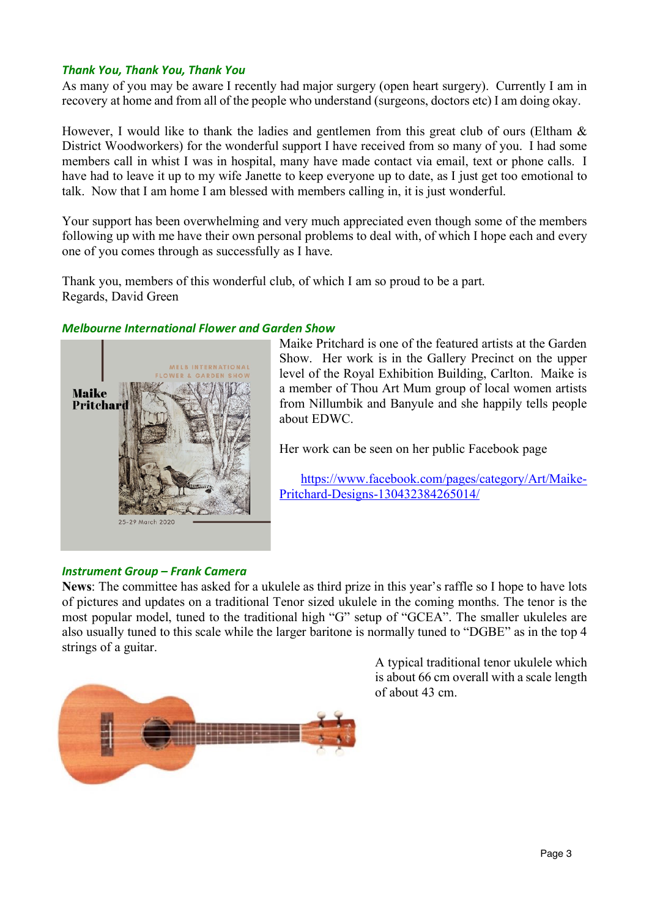### *Thank You, Thank You, Thank You*

As many of you may be aware I recently had major surgery (open heart surgery). Currently I am in recovery at home and from all of the people who understand (surgeons, doctors etc) I am doing okay.

However, I would like to thank the ladies and gentlemen from this great club of ours (Eltham & District Woodworkers) for the wonderful support I have received from so many of you. I had some members call in whist I was in hospital, many have made contact via email, text or phone calls. I have had to leave it up to my wife Janette to keep everyone up to date, as I just get too emotional to talk. Now that I am home I am blessed with members calling in, it is just wonderful.

Your support has been overwhelming and very much appreciated even though some of the members following up with me have their own personal problems to deal with, of which I hope each and every one of you comes through as successfully as I have.

Thank you, members of this wonderful club, of which I am so proud to be a part.
Regards, David Green

### *Melbourne International Flower and Garden Show*

Maike Pritchard is one of the featured artists at the Garden Show. Her work is in the Gallery Precinct on the upper level of the Royal Exhibition Building, Carlton. Maike is a member of Thou Art Mum group of local women artists from Nillumbik and Banyule and she happily tells people about EDWC.

Her work can be seen on her public Facebook page

[https://www.facebook.com/pages/category/Art/Maike-Pritchard-Designs-130432384265014/](https://www.facebook.com/pages/category/Art/Maike-Pritchard-Designs-130432384265014/)

### *Instrument Group – Frank Camera*

**News**: The committee has asked for a ukulele as third prize in this year's raffle so I hope to have lots of pictures and updates on a traditional Tenor sized ukulele in the coming months. The tenor is the most popular model, tuned to the traditional high "G" setup of "GCEA". The smaller ukuleles are also usually tuned to this scale while the larger baritone is normally tuned to "DGBE" as in the top 4 strings of a guitar.

A typical traditional tenor ukulele which is about 66 cm overall with a scale length of about 43 cm.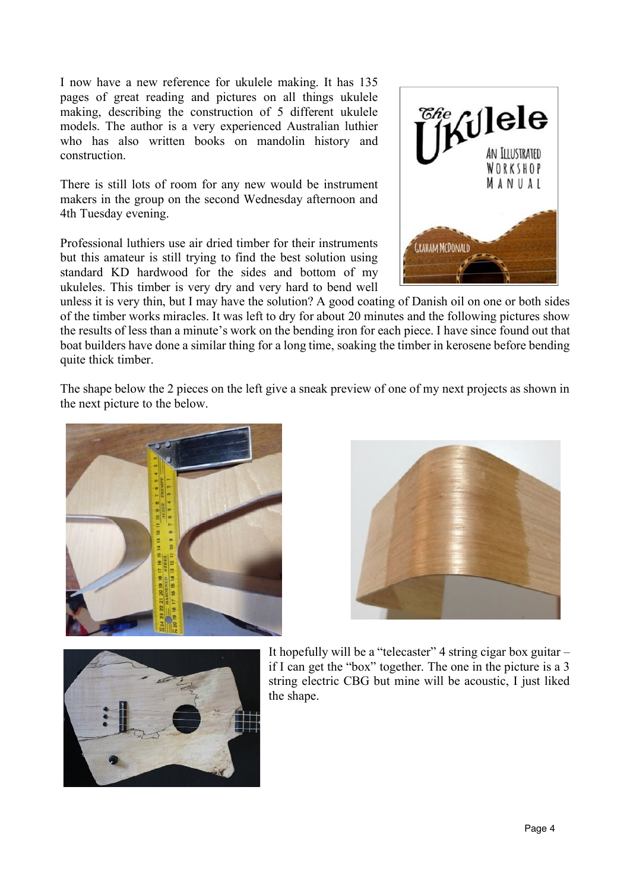I now have a new reference for ukulele making. It has 135 pages of great reading and pictures on all things ukulele making, describing the construction of 5 different ukulele models. The author is a very experienced Australian luthier who has also written books on mandolin history and construction.

There is still lots of room for any new would be instrument makers in the group on the second Wednesday afternoon and 4th Tuesday evening.

Professional luthiers use air dried timber for their instruments but this amateur is still trying to find the best solution using standard KD hardwood for the sides and bottom of my ukuleles. This timber is very dry and very hard to bend well unless it is very thin, but I may have the solution? A good coating of Danish oil on one or both sides of the timber works miracles. It was left to dry for about 20 minutes and the following pictures show the results of less than a minute's work on the bending iron for each piece. I have since found out that boat builders have done a similar thing for a long time, soaking the timber in kerosene before bending quite thick timber.

The shape below the 2 pieces on the left give a sneak preview of one of my next projects as shown in the next picture to the below.

It hopefully will be a "telecaster" 4 string cigar box guitar – if I can get the "box" together. The one in the picture is a 3 string electric CBG but mine will be acoustic, I just liked the shape.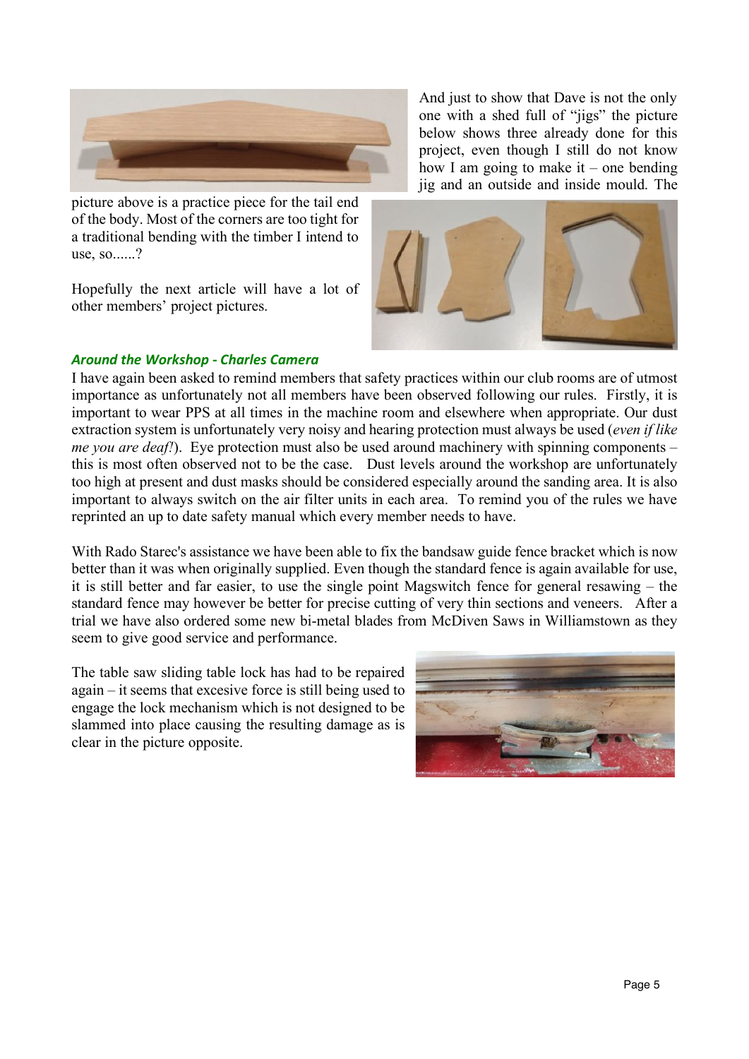And just to show that Dave is not the only one with a shed full of "jigs" the picture below shows three already done for this project, even though I still do not know how I am going to make it – one bending jig and an outside and inside mould. The picture above is a practice piece for the tail end of the body. Most of the corners are too tight for a traditional bending with the timber I intend to use, so......?

Hopefully the next article will have a lot of other members' project pictures.

### *Around the Workshop - Charles Camera*

I have again been asked to remind members that safety practices within our club rooms are of utmost importance as unfortunately not all members have been observed following our rules. Firstly, it is important to wear PPS at all times in the machine room and elsewhere when appropriate. Our dust extraction system is unfortunately very noisy and hearing protection must always be used (*even if like me you are deaf!*). Eye protection must also be used around machinery with spinning components – this is most often observed not to be the case. Dust levels around the workshop are unfortunately too high at present and dust masks should be considered especially around the sanding area. It is also important to always switch on the air filter units in each area. To remind you of the rules we have reprinted an up to date safety manual which every member needs to have.

With Rado Starec's assistance we have been able to fix the bandsaw guide fence bracket which is now better than it was when originally supplied. Even though the standard fence is again available for use, it is still better and far easier, to use the single point Magswitch fence for general resawing – the standard fence may however be better for precise cutting of very thin sections and veneers. After a trial we have also ordered some new bi-metal blades from McDiven Saws in Williamstown as they seem to give good service and performance.

The table saw sliding table lock has had to be repaired again – it seems that excesive force is still being used to engage the lock mechanism which is not designed to be slammed into place causing the resulting damage as is clear in the picture opposite.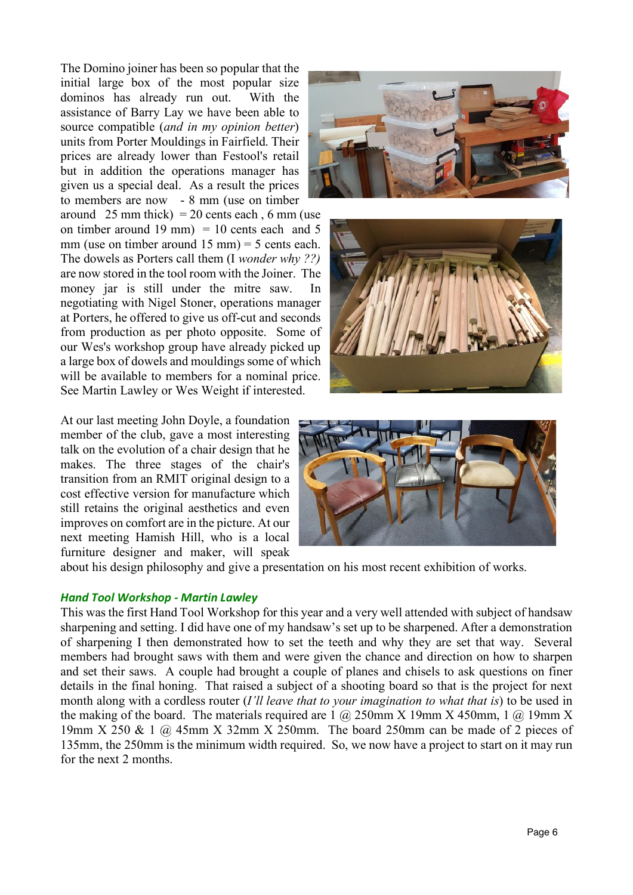The Domino joiner has been so popular that the initial large box of the most popular size dominos has already run out. With the assistance of Barry Lay we have been able to source compatible (*and in my opinion better*) units from Porter Mouldings in Fairfield. Their prices are already lower than Festool's retail but in addition the operations manager has given us a special deal. As a result the prices to members are now - 8 mm (use on timber around 25 mm thick) = 20 cents each , 6 mm (use on timber around 19 mm) = 10 cents each and 5 mm (use on timber around 15 mm) = 5 cents each. The dowels as Porters call them (I *wonder why ??)* are now stored in the tool room with the Joiner. The money jar is still under the mitre saw. In negotiating with Nigel Stoner, operations manager at Porters, he offered to give us off-cut and seconds from production as per photo opposite. Some of our Wes's workshop group have already picked up a large box of dowels and mouldings some of which will be available to members for a nominal price. See Martin Lawley or Wes Weight if interested.

At our last meeting John Doyle, a foundation member of the club, gave a most interesting talk on the evolution of a chair design that he makes. The three stages of the chair's transition from an RMIT original design to a cost effective version for manufacture which still retains the original aesthetics and even improves on comfort are in the picture. At our next meeting Hamish Hill, who is a local furniture designer and maker, will speak about his design philosophy and give a presentation on his most recent exhibition of works.

### *Hand Tool Workshop - Martin Lawley*

This was the first Hand Tool Workshop for this year and a very well attended with subject of handsaw sharpening and setting. I did have one of my handsaw's set up to be sharpened. After a demonstration of sharpening I then demonstrated how to set the teeth and why they are set that way. Several members had brought saws with them and were given the chance and direction on how to sharpen and set their saws. A couple had brought a couple of planes and chisels to ask questions on finer details in the final honing. That raised a subject of a shooting board so that is the project for next month along with a cordless router (*I'll leave that to your imagination to what that is*) to be used in the making of the board. The materials required are 1 @ 250mm X 19mm X 450mm, 1 @ 19mm X 19mm X 250 & 1 @ 45mm X 32mm X 250mm. The board 250mm can be made of 2 pieces of 135mm, the 250mm is the minimum width required. So, we now have a project to start on it may run for the next 2 months.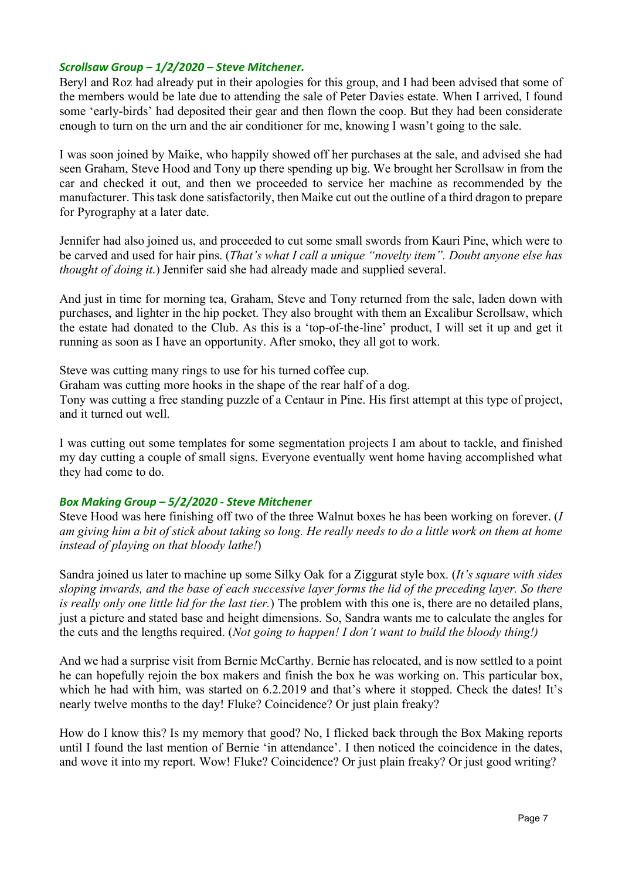### *Scrollsaw Group – 1/2/2020 – Steve Mitchener.*

Beryl and Roz had already put in their apologies for this group, and I had been advised that some of the members would be late due to attending the sale of Peter Davies estate. When I arrived, I found some 'early-birds' had deposited their gear and then flown the coop. But they had been considerate enough to turn on the urn and the air conditioner for me, knowing I wasn't going to the sale.

I was soon joined by Maike, who happily showed off her purchases at the sale, and advised she had seen Graham, Steve Hood and Tony up there spending up big. We brought her Scrollsaw in from the car and checked it out, and then we proceeded to service her machine as recommended by the manufacturer. This task done satisfactorily, then Maike cut out the outline of a third dragon to prepare for Pyrography at a later date.

Jennifer had also joined us, and proceeded to cut some small swords from Kauri Pine, which were to be carved and used for hair pins. (*That's what I call a unique "novelty item". Doubt anyone else has thought of doing it.*) Jennifer said she had already made and supplied several.

And just in time for morning tea, Graham, Steve and Tony returned from the sale, laden down with purchases, and lighter in the hip pocket. They also brought with them an Excalibur Scrollsaw, which the estate had donated to the Club. As this is a 'top-of-the-line' product, I will set it up and get it running as soon as I have an opportunity. After smoko, they all got to work.

Steve was cutting many rings to use for his turned coffee cup.
Graham was cutting more hooks in the shape of the rear half of a dog.
Tony was cutting a free standing puzzle of a Centaur in Pine. His first attempt at this type of project, and it turned out well.

I was cutting out some templates for some segmentation projects I am about to tackle, and finished my day cutting a couple of small signs. Everyone eventually went home having accomplished what they had come to do.

### *Box Making Group – 5/2/2020 - Steve Mitchener*

Steve Hood was here finishing off two of the three Walnut boxes he has been working on forever. (*I am giving him a bit of stick about taking so long. He really needs to do a little work on them at home instead of playing on that bloody lathe!*)

Sandra joined us later to machine up some Silky Oak for a Ziggurat style box. (*It's square with sides sloping inwards, and the base of each successive layer forms the lid of the preceding layer. So there is really only one little lid for the last tier.*) The problem with this one is, there are no detailed plans, just a picture and stated base and height dimensions. So, Sandra wants me to calculate the angles for the cuts and the lengths required. (*Not going to happen! I don't want to build the bloody thing!)*

And we had a surprise visit from Bernie McCarthy. Bernie has relocated, and is now settled to a point he can hopefully rejoin the box makers and finish the box he was working on. This particular box, which he had with him, was started on 6.2.2019 and that's where it stopped. Check the dates! It's nearly twelve months to the day! Fluke? Coincidence? Or just plain freaky?

How do I know this? Is my memory that good? No, I flicked back through the Box Making reports until I found the last mention of Bernie 'in attendance'. I then noticed the coincidence in the dates, and wove it into my report. Wow! Fluke? Coincidence? Or just plain freaky? Or just good writing?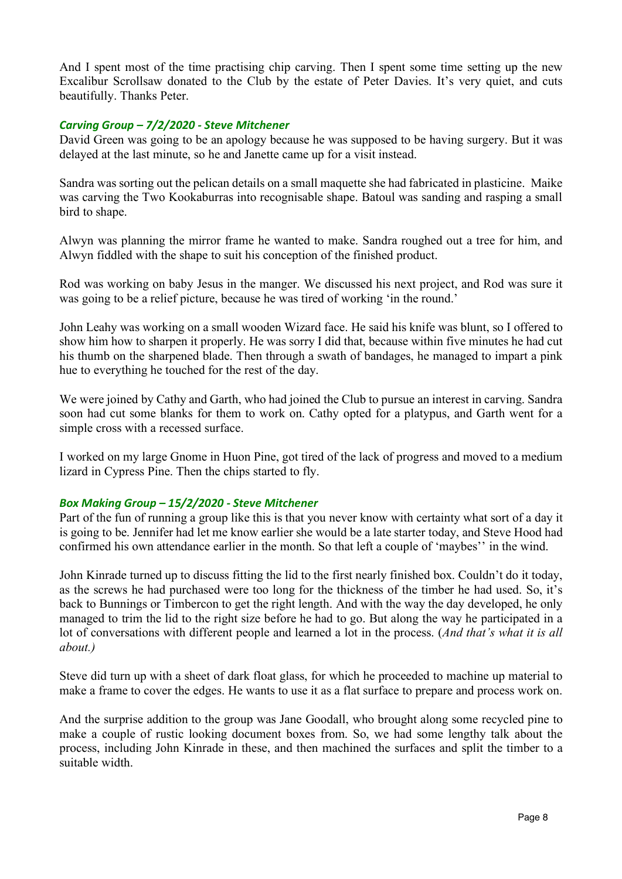And I spent most of the time practising chip carving. Then I spent some time setting up the new Excalibur Scrollsaw donated to the Club by the estate of Peter Davies. It's very quiet, and cuts beautifully. Thanks Peter.

### *Carving Group – 7/2/2020 - Steve Mitchener*

David Green was going to be an apology because he was supposed to be having surgery. But it was delayed at the last minute, so he and Janette came up for a visit instead.

Sandra was sorting out the pelican details on a small maquette she had fabricated in plasticine. Maike was carving the Two Kookaburras into recognisable shape. Batoul was sanding and rasping a small bird to shape.

Alwyn was planning the mirror frame he wanted to make. Sandra roughed out a tree for him, and Alwyn fiddled with the shape to suit his conception of the finished product.

Rod was working on baby Jesus in the manger. We discussed his next project, and Rod was sure it was going to be a relief picture, because he was tired of working 'in the round.'

John Leahy was working on a small wooden Wizard face. He said his knife was blunt, so I offered to show him how to sharpen it properly. He was sorry I did that, because within five minutes he had cut his thumb on the sharpened blade. Then through a swath of bandages, he managed to impart a pink hue to everything he touched for the rest of the day.

We were joined by Cathy and Garth, who had joined the Club to pursue an interest in carving. Sandra soon had cut some blanks for them to work on. Cathy opted for a platypus, and Garth went for a simple cross with a recessed surface.

I worked on my large Gnome in Huon Pine, got tired of the lack of progress and moved to a medium lizard in Cypress Pine. Then the chips started to fly.

### *Box Making Group – 15/2/2020 - Steve Mitchener*

Part of the fun of running a group like this is that you never know with certainty what sort of a day it is going to be. Jennifer had let me know earlier she would be a late starter today, and Steve Hood had confirmed his own attendance earlier in the month. So that left a couple of 'maybes'' in the wind.

John Kinrade turned up to discuss fitting the lid to the first nearly finished box. Couldn't do it today, as the screws he had purchased were too long for the thickness of the timber he had used. So, it's back to Bunnings or Timbercon to get the right length. And with the way the day developed, he only managed to trim the lid to the right size before he had to go. But along the way he participated in a lot of conversations with different people and learned a lot in the process. (*And that's what it is all about.)*

Steve did turn up with a sheet of dark float glass, for which he proceeded to machine up material to make a frame to cover the edges. He wants to use it as a flat surface to prepare and process work on.

And the surprise addition to the group was Jane Goodall, who brought along some recycled pine to make a couple of rustic looking document boxes from. So, we had some lengthy talk about the process, including John Kinrade in these, and then machined the surfaces and split the timber to a suitable width.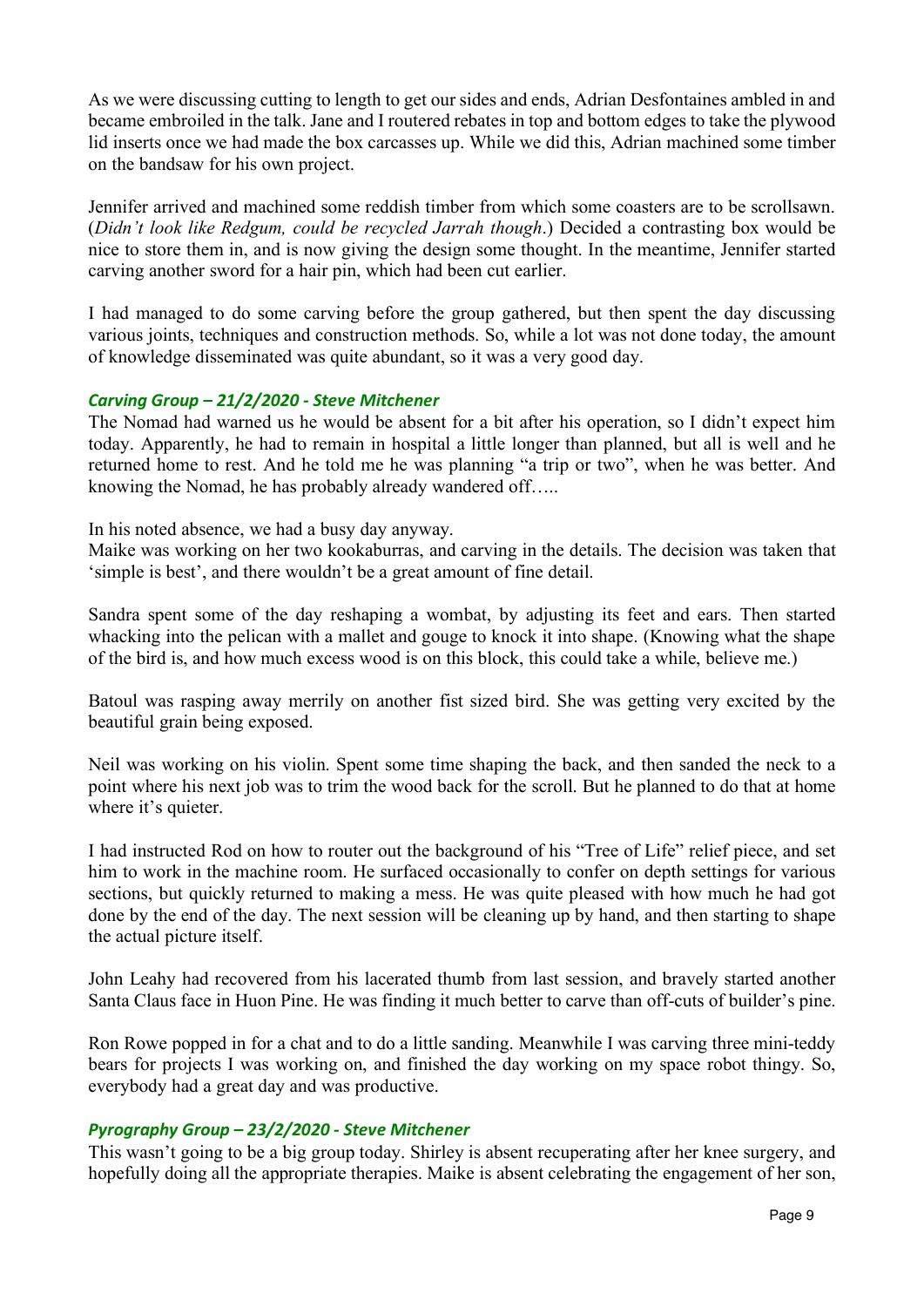As we were discussing cutting to length to get our sides and ends, Adrian Desfontaines ambled in and became embroiled in the talk. Jane and I routered rebates in top and bottom edges to take the plywood lid inserts once we had made the box carcasses up. While we did this, Adrian machined some timber on the bandsaw for his own project.

Jennifer arrived and machined some reddish timber from which some coasters are to be scrollsawn. (*Didn't look like Redgum, could be recycled Jarrah though*.) Decided a contrasting box would be nice to store them in, and is now giving the design some thought. In the meantime, Jennifer started carving another sword for a hair pin, which had been cut earlier.

I had managed to do some carving before the group gathered, but then spent the day discussing various joints, techniques and construction methods. So, while a lot was not done today, the amount of knowledge disseminated was quite abundant, so it was a very good day.

### *Carving Group – 21/2/2020 - Steve Mitchener*

The Nomad had warned us he would be absent for a bit after his operation, so I didn't expect him today. Apparently, he had to remain in hospital a little longer than planned, but all is well and he returned home to rest. And he told me he was planning "a trip or two", when he was better. And knowing the Nomad, he has probably already wandered off…..

In his noted absence, we had a busy day anyway.
Maike was working on her two kookaburras, and carving in the details. The decision was taken that 'simple is best', and there wouldn't be a great amount of fine detail.

Sandra spent some of the day reshaping a wombat, by adjusting its feet and ears. Then started whacking into the pelican with a mallet and gouge to knock it into shape. (Knowing what the shape of the bird is, and how much excess wood is on this block, this could take a while, believe me.)

Batoul was rasping away merrily on another fist sized bird. She was getting very excited by the beautiful grain being exposed.

Neil was working on his violin. Spent some time shaping the back, and then sanded the neck to a point where his next job was to trim the wood back for the scroll. But he planned to do that at home where it's quieter.

I had instructed Rod on how to router out the background of his "Tree of Life" relief piece, and set him to work in the machine room. He surfaced occasionally to confer on depth settings for various sections, but quickly returned to making a mess. He was quite pleased with how much he had got done by the end of the day. The next session will be cleaning up by hand, and then starting to shape the actual picture itself.

John Leahy had recovered from his lacerated thumb from last session, and bravely started another Santa Claus face in Huon Pine. He was finding it much better to carve than off-cuts of builder's pine.

Ron Rowe popped in for a chat and to do a little sanding. Meanwhile I was carving three mini-teddy bears for projects I was working on, and finished the day working on my space robot thingy. So, everybody had a great day and was productive.

### *Pyrography Group – 23/2/2020 - Steve Mitchener*

This wasn't going to be a big group today. Shirley is absent recuperating after her knee surgery, and hopefully doing all the appropriate therapies. Maike is absent celebrating the engagement of her son,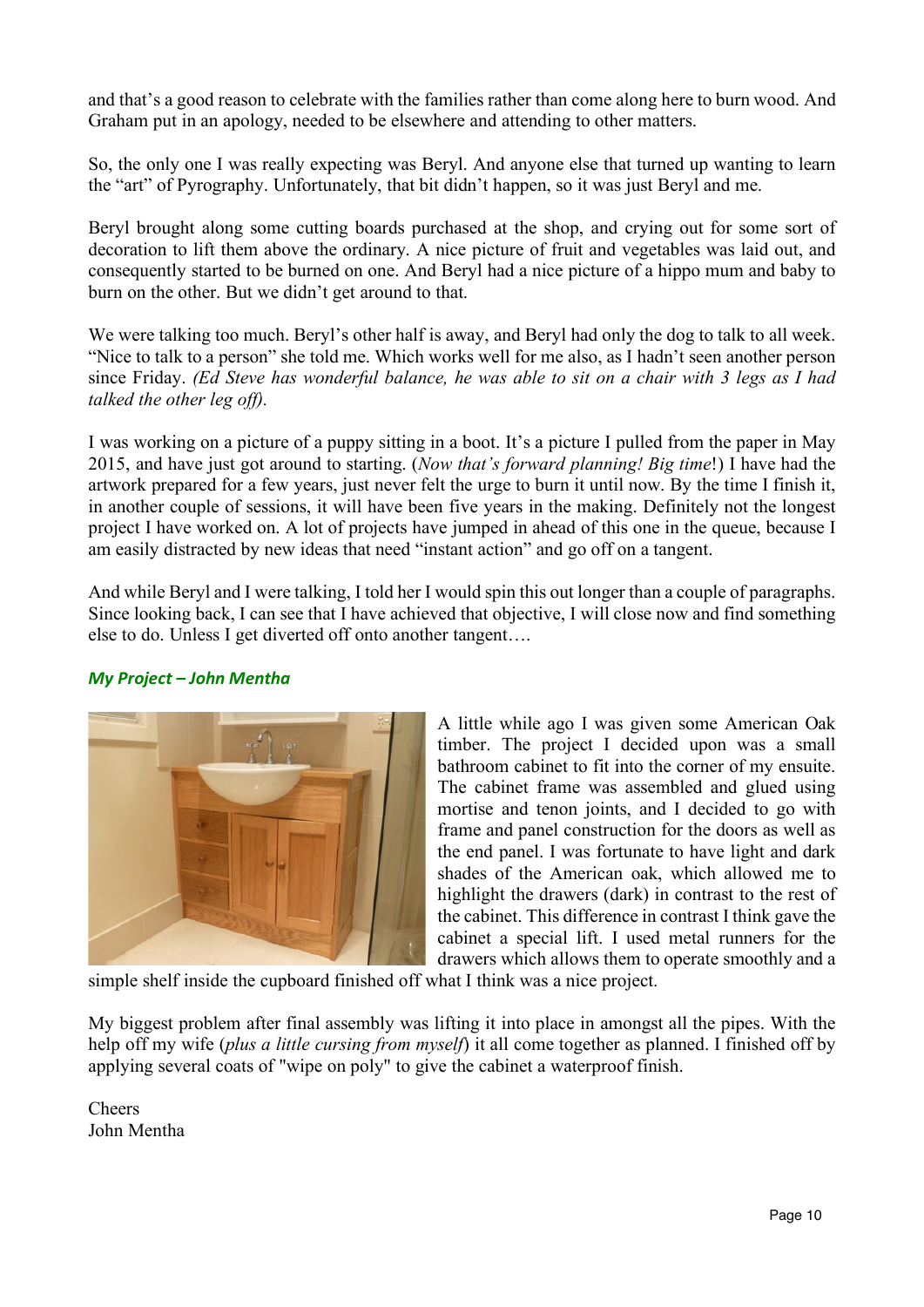and that's a good reason to celebrate with the families rather than come along here to burn wood. And Graham put in an apology, needed to be elsewhere and attending to other matters.

So, the only one I was really expecting was Beryl. And anyone else that turned up wanting to learn the "art" of Pyrography. Unfortunately, that bit didn't happen, so it was just Beryl and me.

Beryl brought along some cutting boards purchased at the shop, and crying out for some sort of decoration to lift them above the ordinary. A nice picture of fruit and vegetables was laid out, and consequently started to be burned on one. And Beryl had a nice picture of a hippo mum and baby to burn on the other. But we didn't get around to that.

We were talking too much. Beryl's other half is away, and Beryl had only the dog to talk to all week. "Nice to talk to a person" she told me. Which works well for me also, as I hadn't seen another person since Friday. *(Ed Steve has wonderful balance, he was able to sit on a chair with 3 legs as I had talked the other leg off).*

I was working on a picture of a puppy sitting in a boot. It's a picture I pulled from the paper in May 2015, and have just got around to starting. (*Now that's forward planning! Big time*!) I have had the artwork prepared for a few years, just never felt the urge to burn it until now. By the time I finish it, in another couple of sessions, it will have been five years in the making. Definitely not the longest project I have worked on. A lot of projects have jumped in ahead of this one in the queue, because I am easily distracted by new ideas that need "instant action" and go off on a tangent.

And while Beryl and I were talking, I told her I would spin this out longer than a couple of paragraphs. Since looking back, I can see that I have achieved that objective, I will close now and find something else to do. Unless I get diverted off onto another tangent….

### *My Project – John Mentha*

A little while ago I was given some American Oak timber. The project I decided upon was a small bathroom cabinet to fit into the corner of my ensuite. The cabinet frame was assembled and glued using mortise and tenon joints, and I decided to go with frame and panel construction for the doors as well as the end panel. I was fortunate to have light and dark shades of the American oak, which allowed me to highlight the drawers (dark) in contrast to the rest of the cabinet. This difference in contrast I think gave the cabinet a special lift. I used metal runners for the drawers which allows them to operate smoothly and a simple shelf inside the cupboard finished off what I think was a nice project.

My biggest problem after final assembly was lifting it into place in amongst all the pipes. With the help off my wife (*plus a little cursing from myself*) it all come together as planned. I finished off by applying several coats of "wipe on poly" to give the cabinet a waterproof finish.

Cheers
John Mentha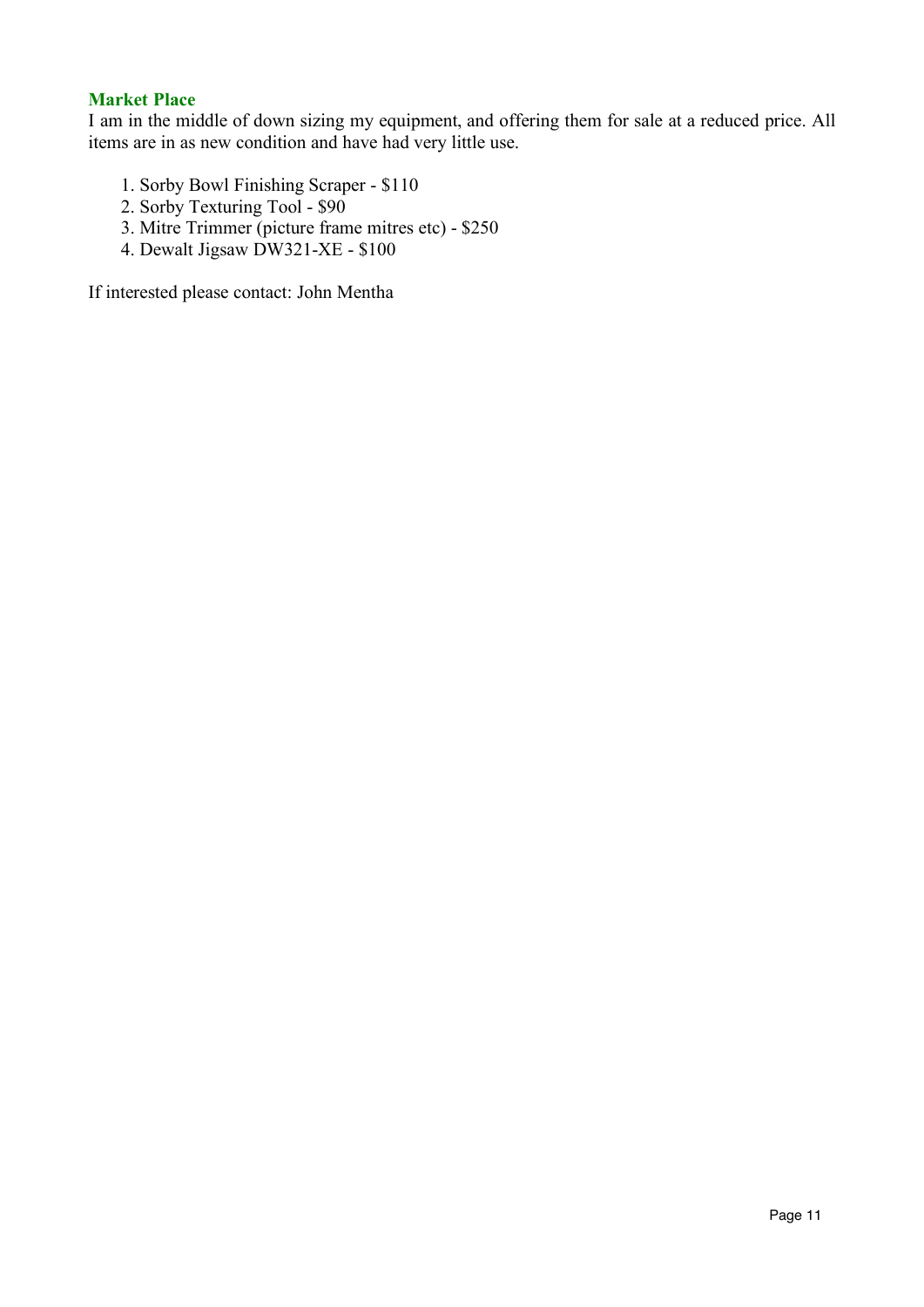## Market Place

I am in the middle of down sizing my equipment, and offering them for sale at a reduced price. All items are in as new condition and have had very little use.

1. Sorby Bowl Finishing Scraper - $110
2. Sorby Texturing Tool - $90
3. Mitre Trimmer (picture frame mitres etc) - $250
4. Dewalt Jigsaw DW321-XE - $100

If interested please contact: John Mentha